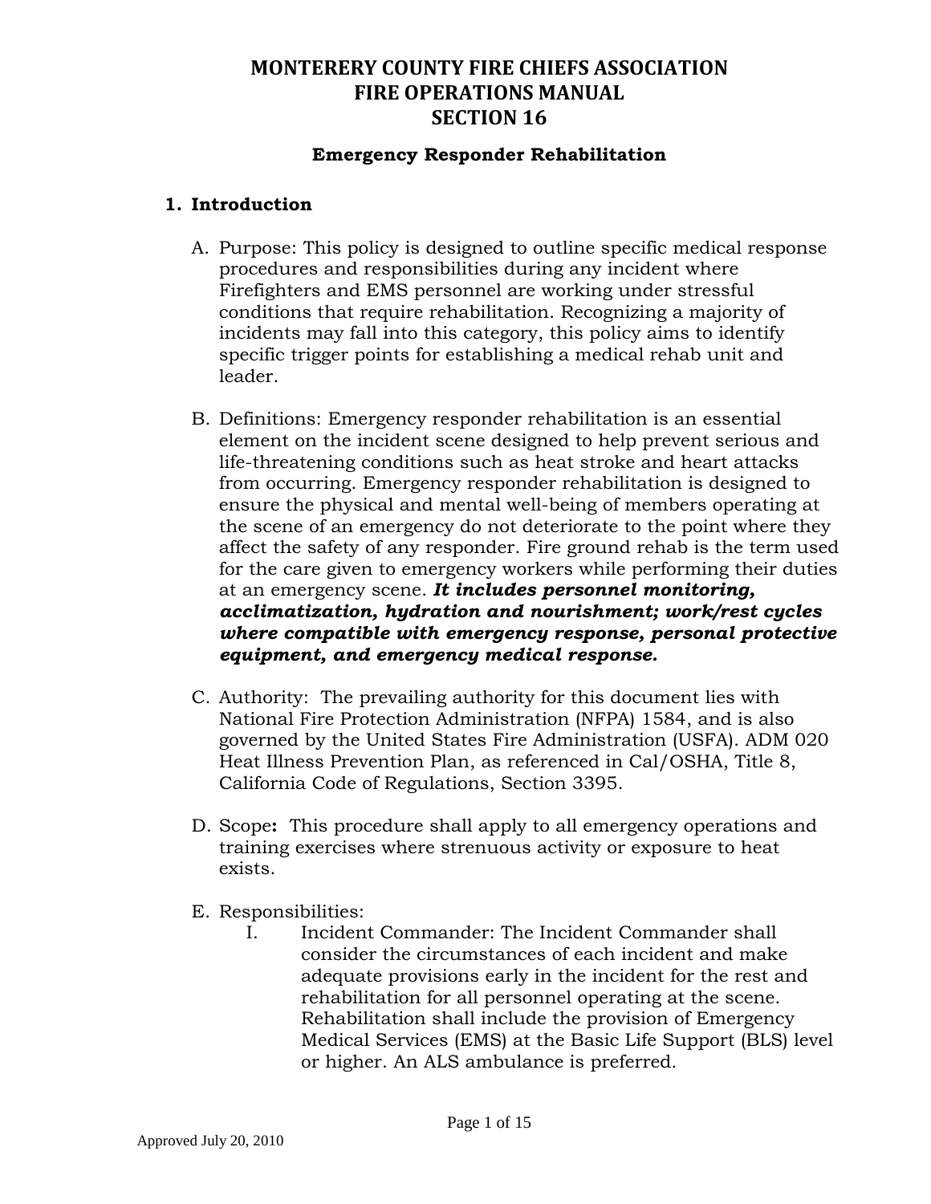# MONTERERY COUNTY FIRE CHIEFS ASSOCIATION
# FIRE OPERATIONS MANUAL
# SECTION 16

### Emergency Responder Rehabilitation

## 1. Introduction

A. Purpose: This policy is designed to outline specific medical response procedures and responsibilities during any incident where Firefighters and EMS personnel are working under stressful conditions that require rehabilitation. Recognizing a majority of incidents may fall into this category, this policy aims to identify specific trigger points for establishing a medical rehab unit and leader.

B. Definitions: Emergency responder rehabilitation is an essential element on the incident scene designed to help prevent serious and life-threatening conditions such as heat stroke and heart attacks from occurring. Emergency responder rehabilitation is designed to ensure the physical and mental well-being of members operating at the scene of an emergency do not deteriorate to the point where they affect the safety of any responder. Fire ground rehab is the term used for the care given to emergency workers while performing their duties at an emergency scene. ***It includes personnel monitoring, acclimatization, hydration and nourishment; work/rest cycles where compatible with emergency response, personal protective equipment, and emergency medical response.***

C. Authority: The prevailing authority for this document lies with National Fire Protection Administration (NFPA) 1584, and is also governed by the United States Fire Administration (USFA). ADM 020 Heat Illness Prevention Plan, as referenced in Cal/OSHA, Title 8, California Code of Regulations, Section 3395.

D. Scope**:** This procedure shall apply to all emergency operations and training exercises where strenuous activity or exposure to heat exists.

E. Responsibilities:

   I. Incident Commander: The Incident Commander shall consider the circumstances of each incident and make adequate provisions early in the incident for the rest and rehabilitation for all personnel operating at the scene. Rehabilitation shall include the provision of Emergency Medical Services (EMS) at the Basic Life Support (BLS) level or higher. An ALS ambulance is preferred.

Approved July 20, 2010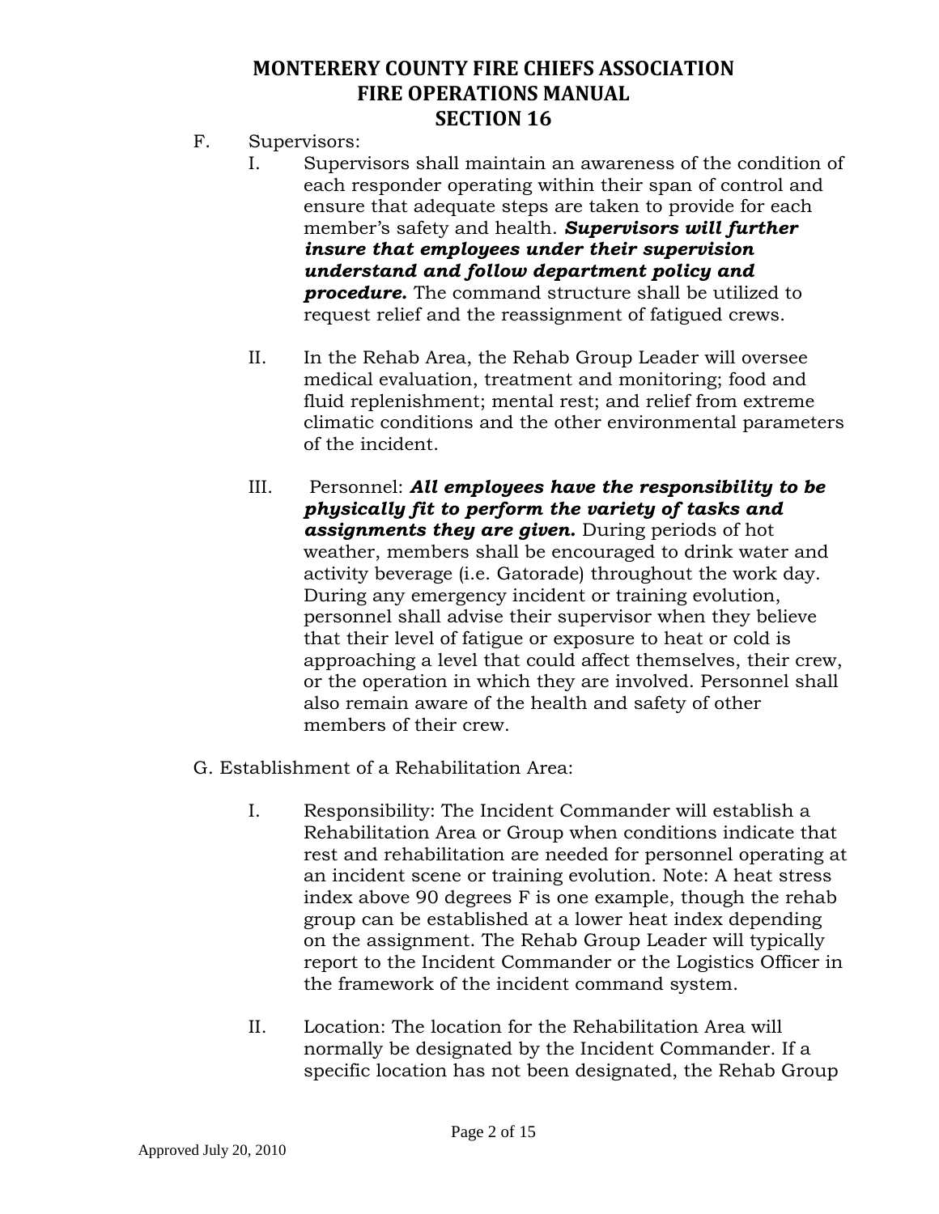F. Supervisors:

  I. Supervisors shall maintain an awareness of the condition of each responder operating within their span of control and ensure that adequate steps are taken to provide for each member's safety and health. ***Supervisors will further insure that employees under their supervision understand and follow department policy and procedure.*** The command structure shall be utilized to request relief and the reassignment of fatigued crews.

  II. In the Rehab Area, the Rehab Group Leader will oversee medical evaluation, treatment and monitoring; food and fluid replenishment; mental rest; and relief from extreme climatic conditions and the other environmental parameters of the incident.

  III. Personnel: ***All employees have the responsibility to be physically fit to perform the variety of tasks and assignments they are given.*** During periods of hot weather, members shall be encouraged to drink water and activity beverage (i.e. Gatorade) throughout the work day. During any emergency incident or training evolution, personnel shall advise their supervisor when they believe that their level of fatigue or exposure to heat or cold is approaching a level that could affect themselves, their crew, or the operation in which they are involved. Personnel shall also remain aware of the health and safety of other members of their crew.

G. Establishment of a Rehabilitation Area:

  I. Responsibility: The Incident Commander will establish a Rehabilitation Area or Group when conditions indicate that rest and rehabilitation are needed for personnel operating at an incident scene or training evolution. Note: A heat stress index above 90 degrees F is one example, though the rehab group can be established at a lower heat index depending on the assignment. The Rehab Group Leader will typically report to the Incident Commander or the Logistics Officer in the framework of the incident command system.

  II. Location: The location for the Rehabilitation Area will normally be designated by the Incident Commander. If a specific location has not been designated, the Rehab Group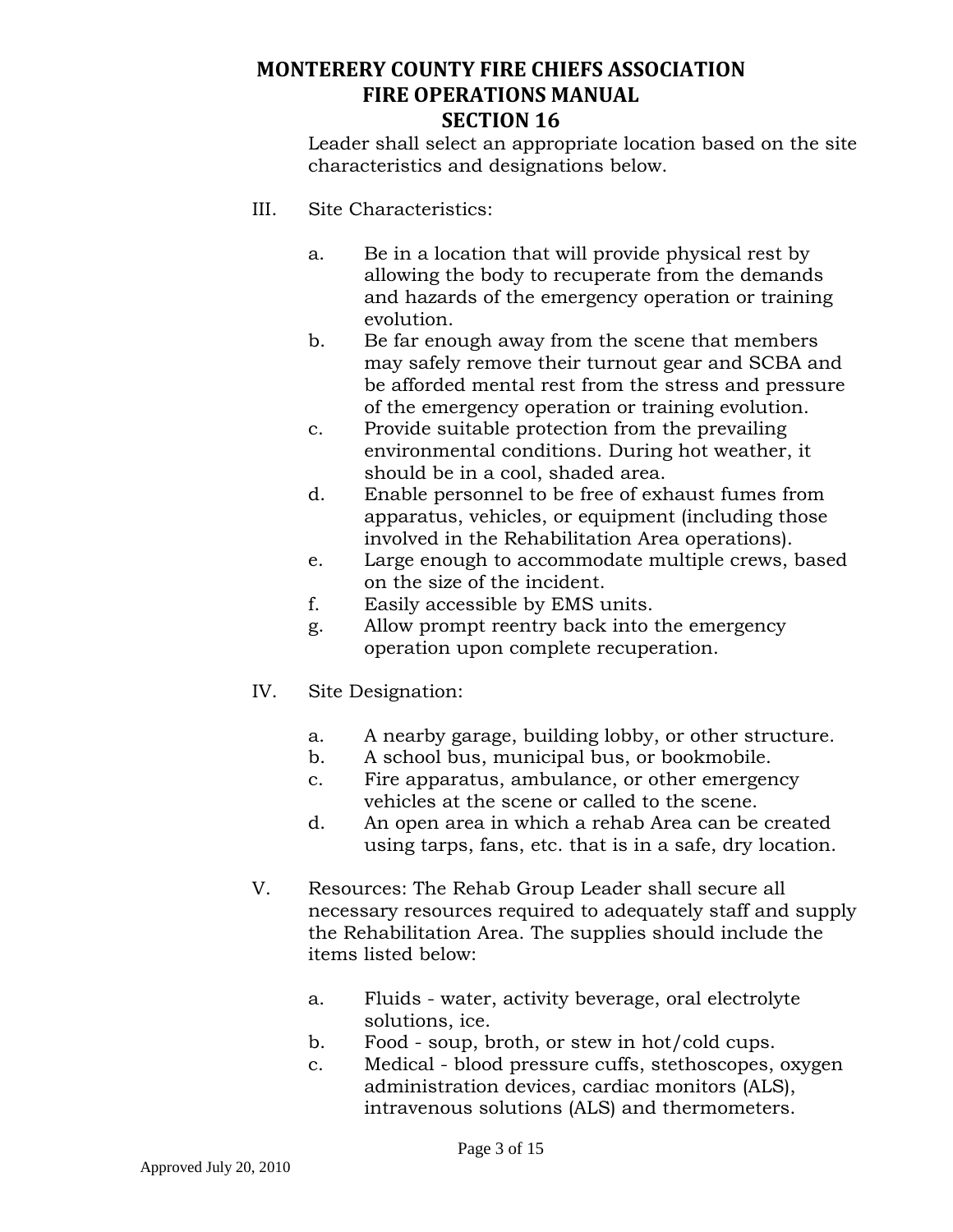Leader shall select an appropriate location based on the site characteristics and designations below.

III. Site Characteristics:

a. Be in a location that will provide physical rest by allowing the body to recuperate from the demands and hazards of the emergency operation or training evolution.
b. Be far enough away from the scene that members may safely remove their turnout gear and SCBA and be afforded mental rest from the stress and pressure of the emergency operation or training evolution.
c. Provide suitable protection from the prevailing environmental conditions. During hot weather, it should be in a cool, shaded area.
d. Enable personnel to be free of exhaust fumes from apparatus, vehicles, or equipment (including those involved in the Rehabilitation Area operations).
e. Large enough to accommodate multiple crews, based on the size of the incident.
f. Easily accessible by EMS units.
g. Allow prompt reentry back into the emergency operation upon complete recuperation.

IV. Site Designation:

a. A nearby garage, building lobby, or other structure.
b. A school bus, municipal bus, or bookmobile.
c. Fire apparatus, ambulance, or other emergency vehicles at the scene or called to the scene.
d. An open area in which a rehab Area can be created using tarps, fans, etc. that is in a safe, dry location.

V. Resources: The Rehab Group Leader shall secure all necessary resources required to adequately staff and supply the Rehabilitation Area. The supplies should include the items listed below:

a. Fluids - water, activity beverage, oral electrolyte solutions, ice.
b. Food - soup, broth, or stew in hot/cold cups.
c. Medical - blood pressure cuffs, stethoscopes, oxygen administration devices, cardiac monitors (ALS), intravenous solutions (ALS) and thermometers.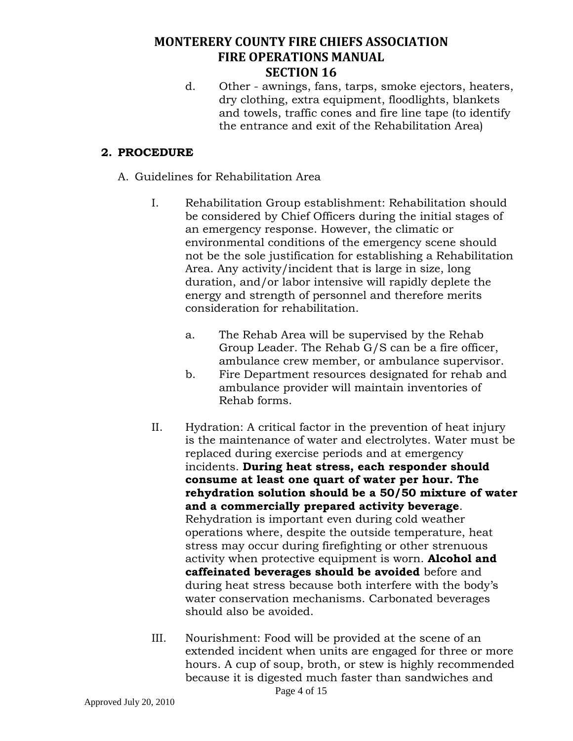d. Other - awnings, fans, tarps, smoke ejectors, heaters, dry clothing, extra equipment, floodlights, blankets and towels, traffic cones and fire line tape (to identify the entrance and exit of the Rehabilitation Area)

## 2. PROCEDURE

A. Guidelines for Rehabilitation Area

I. Rehabilitation Group establishment: Rehabilitation should be considered by Chief Officers during the initial stages of an emergency response. However, the climatic or environmental conditions of the emergency scene should not be the sole justification for establishing a Rehabilitation Area. Any activity/incident that is large in size, long duration, and/or labor intensive will rapidly deplete the energy and strength of personnel and therefore merits consideration for rehabilitation.

a. The Rehab Area will be supervised by the Rehab Group Leader. The Rehab G/S can be a fire officer, ambulance crew member, or ambulance supervisor.

b. Fire Department resources designated for rehab and ambulance provider will maintain inventories of Rehab forms.

II. Hydration: A critical factor in the prevention of heat injury is the maintenance of water and electrolytes. Water must be replaced during exercise periods and at emergency incidents. **During heat stress, each responder should consume at least one quart of water per hour. The rehydration solution should be a 50/50 mixture of water and a commercially prepared activity beverage**. Rehydration is important even during cold weather operations where, despite the outside temperature, heat stress may occur during firefighting or other strenuous activity when protective equipment is worn. **Alcohol and caffeinated beverages should be avoided** before and during heat stress because both interfere with the body's water conservation mechanisms. Carbonated beverages should also be avoided.

III. Nourishment: Food will be provided at the scene of an extended incident when units are engaged for three or more hours. A cup of soup, broth, or stew is highly recommended because it is digested much faster than sandwiches and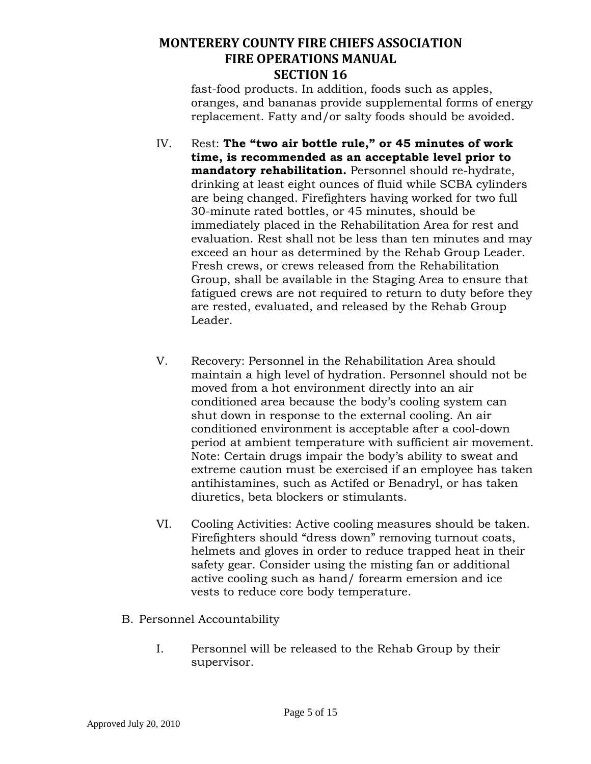fast-food products. In addition, foods such as apples, oranges, and bananas provide supplemental forms of energy replacement. Fatty and/or salty foods should be avoided.

IV. Rest: **The "two air bottle rule," or 45 minutes of work time, is recommended as an acceptable level prior to mandatory rehabilitation.** Personnel should re-hydrate, drinking at least eight ounces of fluid while SCBA cylinders are being changed. Firefighters having worked for two full 30-minute rated bottles, or 45 minutes, should be immediately placed in the Rehabilitation Area for rest and evaluation. Rest shall not be less than ten minutes and may exceed an hour as determined by the Rehab Group Leader. Fresh crews, or crews released from the Rehabilitation Group, shall be available in the Staging Area to ensure that fatigued crews are not required to return to duty before they are rested, evaluated, and released by the Rehab Group Leader.

V. Recovery: Personnel in the Rehabilitation Area should maintain a high level of hydration. Personnel should not be moved from a hot environment directly into an air conditioned area because the body's cooling system can shut down in response to the external cooling. An air conditioned environment is acceptable after a cool-down period at ambient temperature with sufficient air movement. Note: Certain drugs impair the body's ability to sweat and extreme caution must be exercised if an employee has taken antihistamines, such as Actifed or Benadryl, or has taken diuretics, beta blockers or stimulants.

VI. Cooling Activities: Active cooling measures should be taken. Firefighters should "dress down" removing turnout coats, helmets and gloves in order to reduce trapped heat in their safety gear. Consider using the misting fan or additional active cooling such as hand/ forearm emersion and ice vests to reduce core body temperature.

B. Personnel Accountability

I. Personnel will be released to the Rehab Group by their supervisor.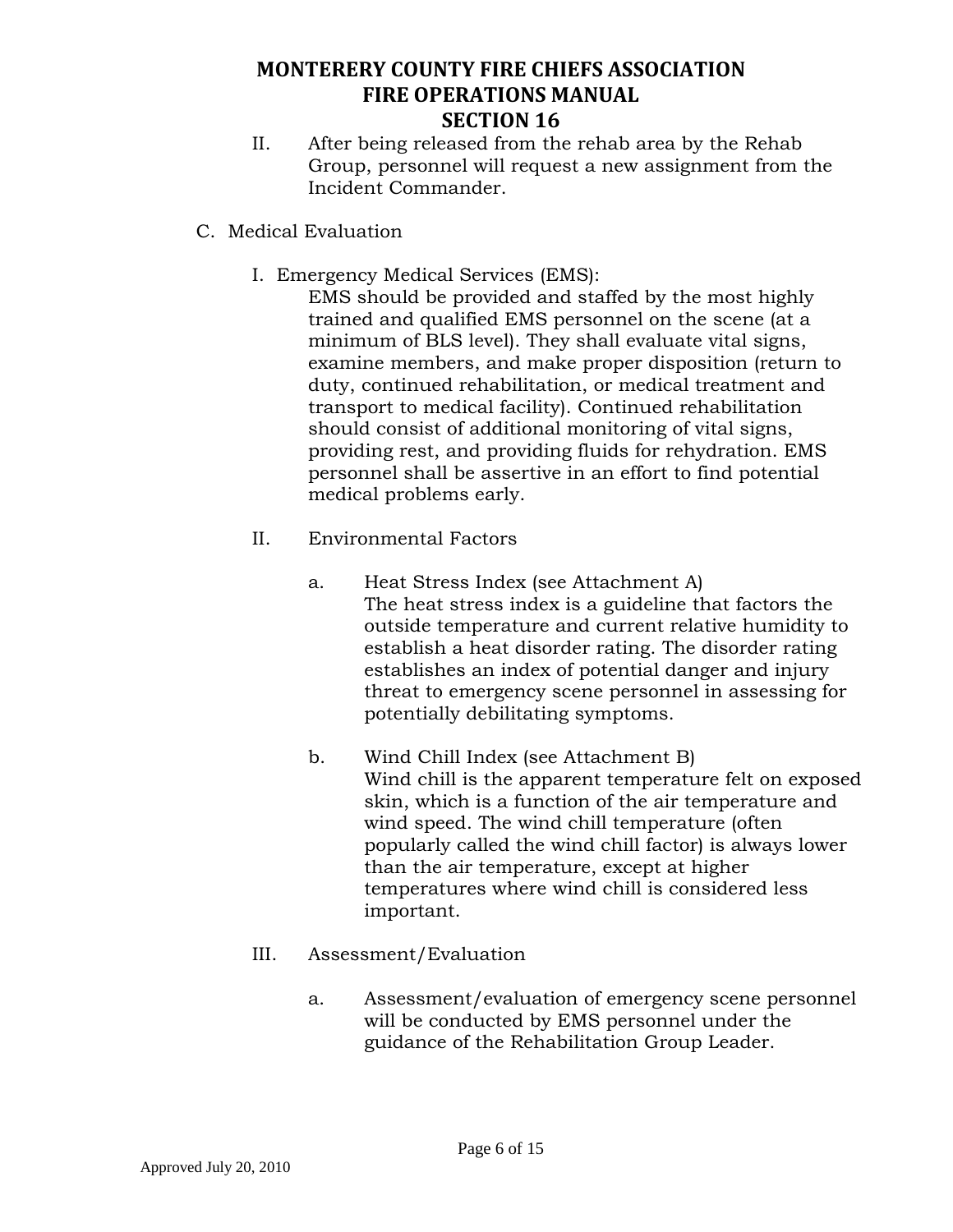II. After being released from the rehab area by the Rehab Group, personnel will request a new assignment from the Incident Commander.

C. Medical Evaluation

I. Emergency Medical Services (EMS):
EMS should be provided and staffed by the most highly trained and qualified EMS personnel on the scene (at a minimum of BLS level). They shall evaluate vital signs, examine members, and make proper disposition (return to duty, continued rehabilitation, or medical treatment and transport to medical facility). Continued rehabilitation should consist of additional monitoring of vital signs, providing rest, and providing fluids for rehydration. EMS personnel shall be assertive in an effort to find potential medical problems early.

II. Environmental Factors

a. Heat Stress Index (see Attachment A)
The heat stress index is a guideline that factors the outside temperature and current relative humidity to establish a heat disorder rating. The disorder rating establishes an index of potential danger and injury threat to emergency scene personnel in assessing for potentially debilitating symptoms.

b. Wind Chill Index (see Attachment B)
Wind chill is the apparent temperature felt on exposed skin, which is a function of the air temperature and wind speed. The wind chill temperature (often popularly called the wind chill factor) is always lower than the air temperature, except at higher temperatures where wind chill is considered less important.

III. Assessment/Evaluation

a. Assessment/evaluation of emergency scene personnel will be conducted by EMS personnel under the guidance of the Rehabilitation Group Leader.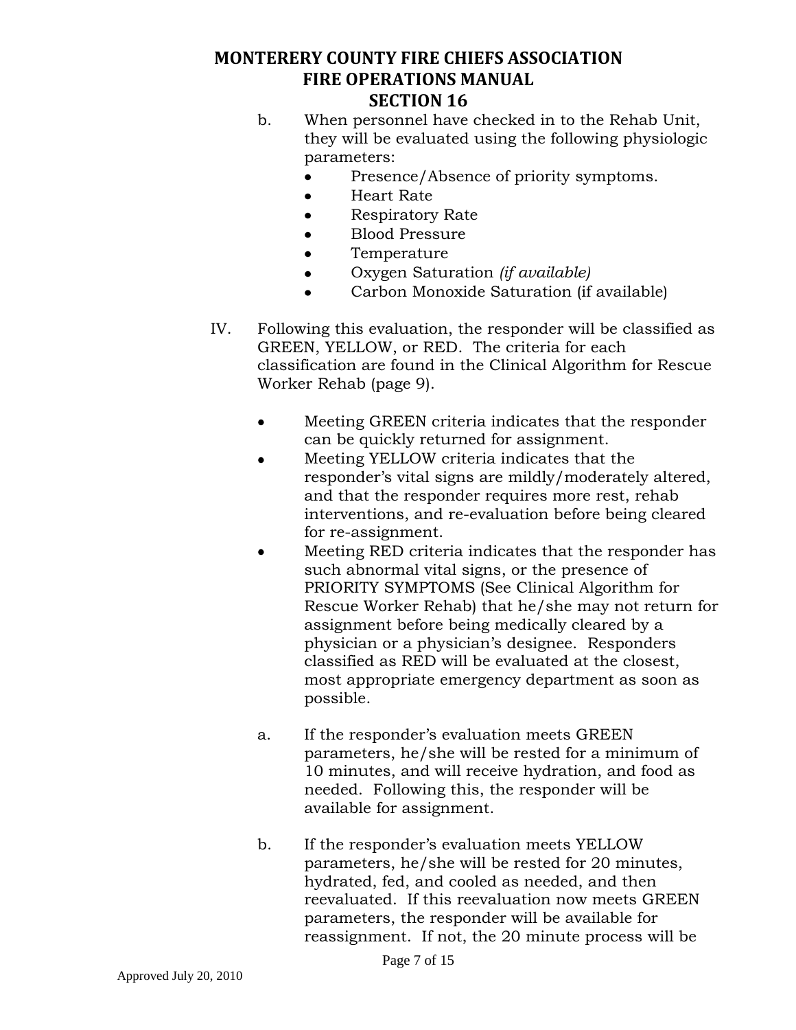b. When personnel have checked in to the Rehab Unit, they will be evaluated using the following physiologic parameters:
   - Presence/Absence of priority symptoms.
   - Heart Rate
   - Respiratory Rate
   - Blood Pressure
   - Temperature
   - Oxygen Saturation *(if available)*
   - Carbon Monoxide Saturation (if available)

IV. Following this evaluation, the responder will be classified as GREEN, YELLOW, or RED. The criteria for each classification are found in the Clinical Algorithm for Rescue Worker Rehab (page 9).

- Meeting GREEN criteria indicates that the responder can be quickly returned for assignment.
- Meeting YELLOW criteria indicates that the responder's vital signs are mildly/moderately altered, and that the responder requires more rest, rehab interventions, and re-evaluation before being cleared for re-assignment.
- Meeting RED criteria indicates that the responder has such abnormal vital signs, or the presence of PRIORITY SYMPTOMS (See Clinical Algorithm for Rescue Worker Rehab) that he/she may not return for assignment before being medically cleared by a physician or a physician's designee. Responders classified as RED will be evaluated at the closest, most appropriate emergency department as soon as possible.

a. If the responder's evaluation meets GREEN parameters, he/she will be rested for a minimum of 10 minutes, and will receive hydration, and food as needed. Following this, the responder will be available for assignment.

b. If the responder's evaluation meets YELLOW parameters, he/she will be rested for 20 minutes, hydrated, fed, and cooled as needed, and then reevaluated. If this reevaluation now meets GREEN parameters, the responder will be available for reassignment. If not, the 20 minute process will be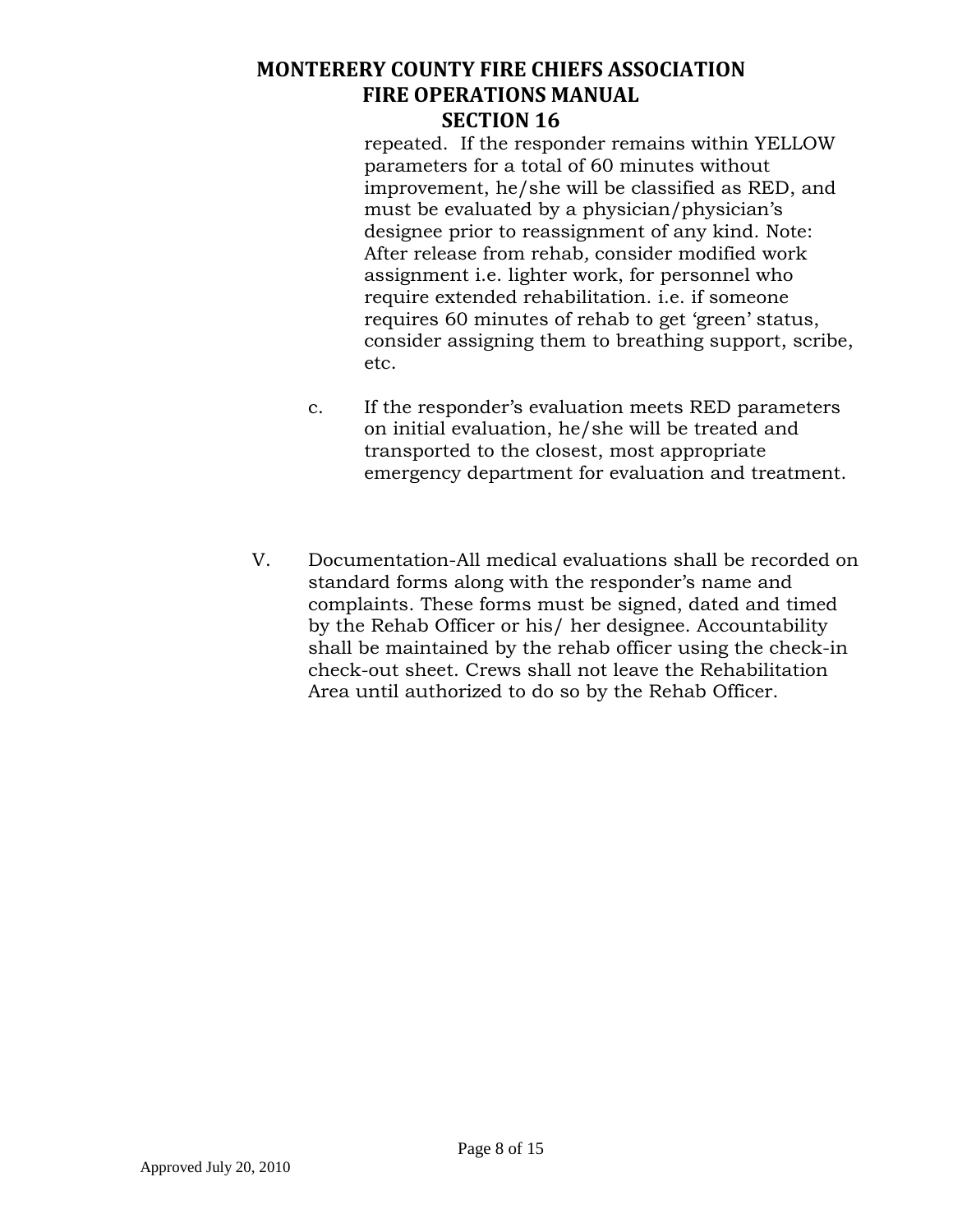repeated. If the responder remains within YELLOW parameters for a total of 60 minutes without improvement, he/she will be classified as RED, and must be evaluated by a physician/physician's designee prior to reassignment of any kind. Note: After release from rehab, consider modified work assignment i.e. lighter work, for personnel who require extended rehabilitation. i.e. if someone requires 60 minutes of rehab to get 'green' status, consider assigning them to breathing support, scribe, etc.

c. If the responder's evaluation meets RED parameters on initial evaluation, he/she will be treated and transported to the closest, most appropriate emergency department for evaluation and treatment.

V. Documentation-All medical evaluations shall be recorded on standard forms along with the responder's name and complaints. These forms must be signed, dated and timed by the Rehab Officer or his/ her designee. Accountability shall be maintained by the rehab officer using the check-in check-out sheet. Crews shall not leave the Rehabilitation Area until authorized to do so by the Rehab Officer.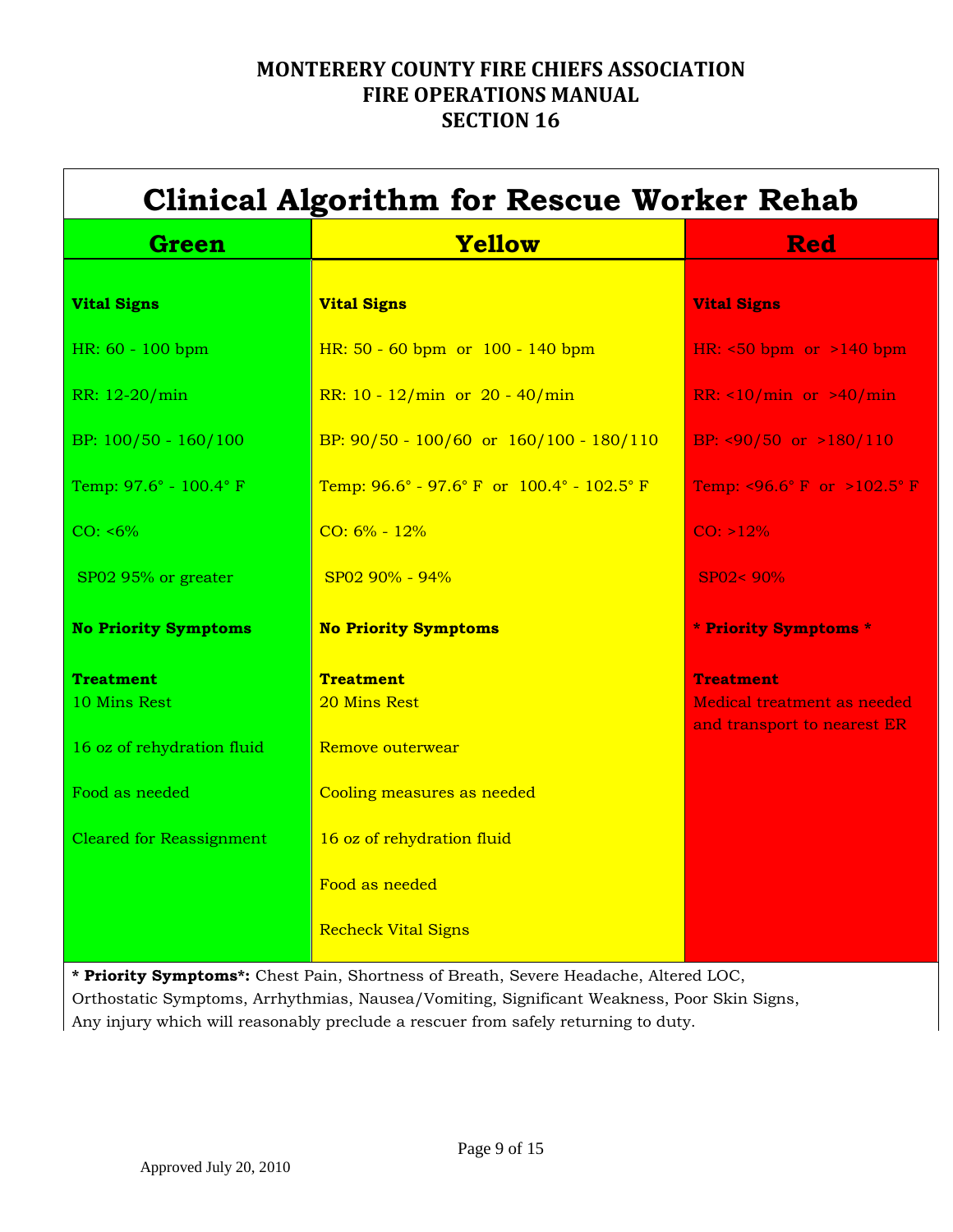# MONTERERY COUNTY FIRE CHIEFS ASSOCIATION
# FIRE OPERATIONS MANUAL
# SECTION 16

## Clinical Algorithm for Rescue Worker Rehab

| Green | Yellow | Red |
|---|---|---|
| **Vital Signs** | **Vital Signs** | **Vital Signs** |
| HR: 60 - 100 bpm | HR: 50 - 60 bpm or 100 - 140 bpm | HR: <50 bpm or >140 bpm |
| RR: 12-20/min | RR: 10 - 12/min or 20 - 40/min | RR: <10/min or >40/min |
| BP: 100/50 - 160/100 | BP: 90/50 - 100/60 or 160/100 - 180/110 | BP: <90/50 or >180/110 |
| Temp: 97.6° - 100.4° F | Temp: 96.6° - 97.6° F or 100.4° - 102.5° F | Temp: <96.6° F or >102.5° F |
| CO: <6% | CO: 6% - 12% | CO: >12% |
| SP02 95% or greater | SP02 90% - 94% | SP02< 90% |
| **No Priority Symptoms** | **No Priority Symptoms** | *** Priority Symptoms *** |
| **Treatment**<br>10 Mins Rest | **Treatment**<br>20 Mins Rest | **Treatment**<br>Medical treatment as needed and transport to nearest ER |
| 16 oz of rehydration fluid | Remove outerwear | |
| Food as needed | Cooling measures as needed | |
| Cleared for Reassignment | 16 oz of rehydration fluid | |
| | Food as needed | |
| | Recheck Vital Signs | |

**\* Priority Symptoms\*:** Chest Pain, Shortness of Breath, Severe Headache, Altered LOC, Orthostatic Symptoms, Arrhythmias, Nausea/Vomiting, Significant Weakness, Poor Skin Signs, Any injury which will reasonably preclude a rescuer from safely returning to duty.

Approved July 20, 2010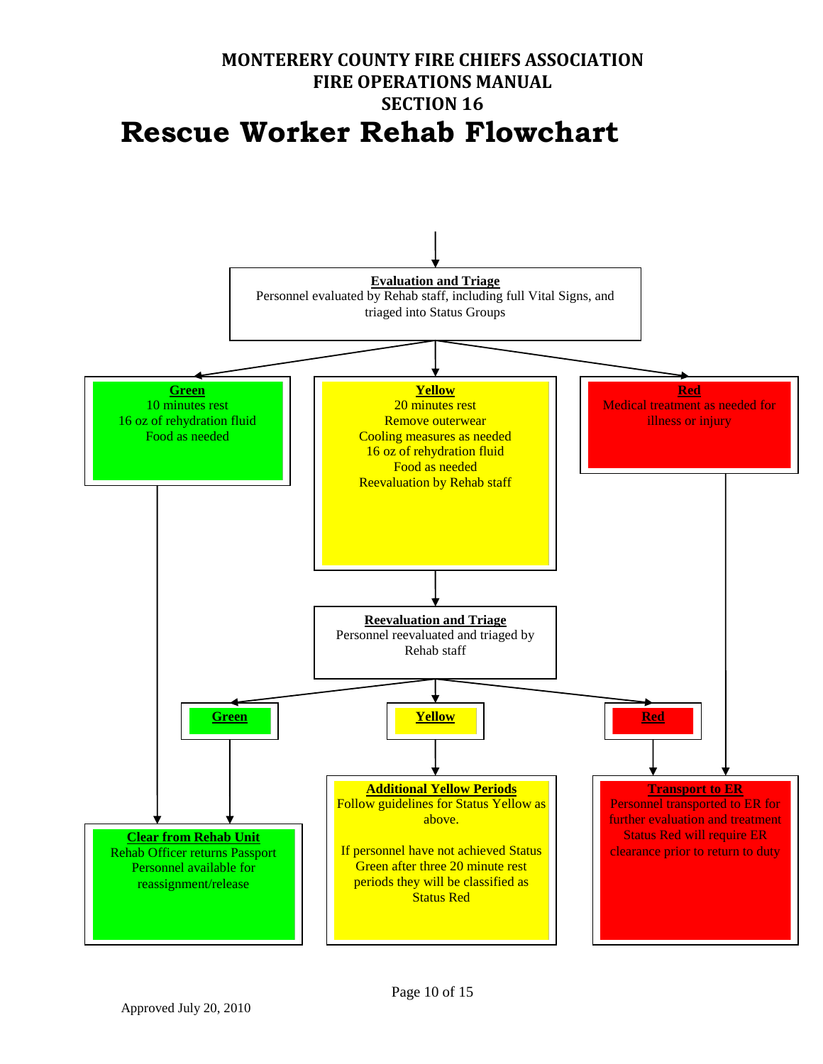# MONTERERY COUNTY FIRE CHIEFS ASSOCIATION
# FIRE OPERATIONS MANUAL
# SECTION 16

# Rescue Worker Rehab Flowchart

**Evaluation and Triage**
Personnel evaluated by Rehab staff, including full Vital Signs, and triaged into Status Groups

**Green**
10 minutes rest
16 oz of rehydration fluid
Food as needed

**Yellow**
20 minutes rest
Remove outerwear
Cooling measures as needed
16 oz of rehydration fluid
Food as needed
Reevaluation by Rehab staff

**Red**
Medical treatment as needed for illness or injury

**Reevaluation and Triage**
Personnel reevaluated and triaged by Rehab staff

**Green**

**Yellow**

**Red**

**Clear from Rehab Unit**
Rehab Officer returns Passport
Personnel available for reassignment/release

**Additional Yellow Periods**
Follow guidelines for Status Yellow as above.

If personnel have not achieved Status Green after three 20 minute rest periods they will be classified as Status Red

**Transport to ER**
Personnel transported to ER for further evaluation and treatment
Status Red will require ER clearance prior to return to duty

Approved July 20, 2010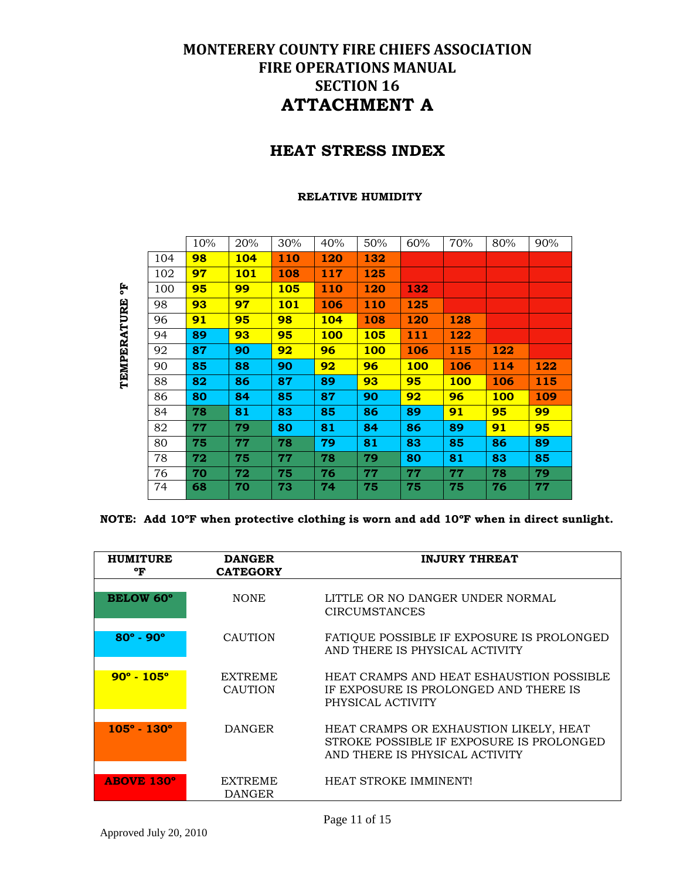# MONTERERY COUNTY FIRE CHIEFS ASSOCIATION
# FIRE OPERATIONS MANUAL
# SECTION 16
# ATTACHMENT A

## HEAT STRESS INDEX

**RELATIVE HUMIDITY**

| TEMPERATURE °F | 10% | 20% | 30% | 40% | 50% | 60% | 70% | 80% | 90% |
|---|---|---|---|---|---|---|---|---|---|
| 104 | **98** | **104** | **110** | **120** | **132** | | | | |
| 102 | **97** | **101** | **108** | **117** | **125** | | | | |
| 100 | **95** | **99** | **105** | **110** | **120** | **132** | | | |
| 98 | **93** | **97** | **101** | **106** | **110** | **125** | | | |
| 96 | **91** | **95** | **98** | **104** | **108** | **120** | **128** | | |
| 94 | **89** | **93** | **95** | **100** | **105** | **111** | **122** | | |
| 92 | **87** | **90** | **92** | **96** | **100** | **106** | **115** | **122** | |
| 90 | **85** | **88** | **90** | **92** | **96** | **100** | **106** | **114** | **122** |
| 88 | **82** | **86** | **87** | **89** | **93** | **95** | **100** | **106** | **115** |
| 86 | **80** | **84** | **85** | **87** | **90** | **92** | **96** | **100** | **109** |
| 84 | **78** | **81** | **83** | **85** | **86** | **89** | **91** | **95** | **99** |
| 82 | **77** | **79** | **80** | **81** | **84** | **86** | **89** | **91** | **95** |
| 80 | **75** | **77** | **78** | **79** | **81** | **83** | **85** | **86** | **89** |
| 78 | **72** | **75** | **77** | **78** | **79** | **80** | **81** | **83** | **85** |
| 76 | **70** | **72** | **75** | **76** | **77** | **77** | **77** | **78** | **79** |
| 74 | **68** | **70** | **73** | **74** | **75** | **75** | **75** | **76** | **77** |

**NOTE: Add 10ºF when protective clothing is worn and add 10ºF when in direct sunlight.**

| HUMITURE °F | DANGER CATEGORY | INJURY THREAT |
|---|---|---|
| **BELOW 60°** | NONE | LITTLE OR NO DANGER UNDER NORMAL CIRCUMSTANCES |
| **80° - 90°** | CAUTION | FATIQUE POSSIBLE IF EXPOSURE IS PROLONGED AND THERE IS PHYSICAL ACTIVITY |
| **90° - 105°** | EXTREME CAUTION | HEAT CRAMPS AND HEAT ESHAUSTION POSSIBLE IF EXPOSURE IS PROLONGED AND THERE IS PHYSICAL ACTIVITY |
| **105° - 130°** | DANGER | HEAT CRAMPS OR EXHAUSTION LIKELY, HEAT STROKE POSSIBLE IF EXPOSURE IS PROLONGED AND THERE IS PHYSICAL ACTIVITY |
| **ABOVE 130°** | EXTREME DANGER | HEAT STROKE IMMINENT! |

Approved July 20, 2010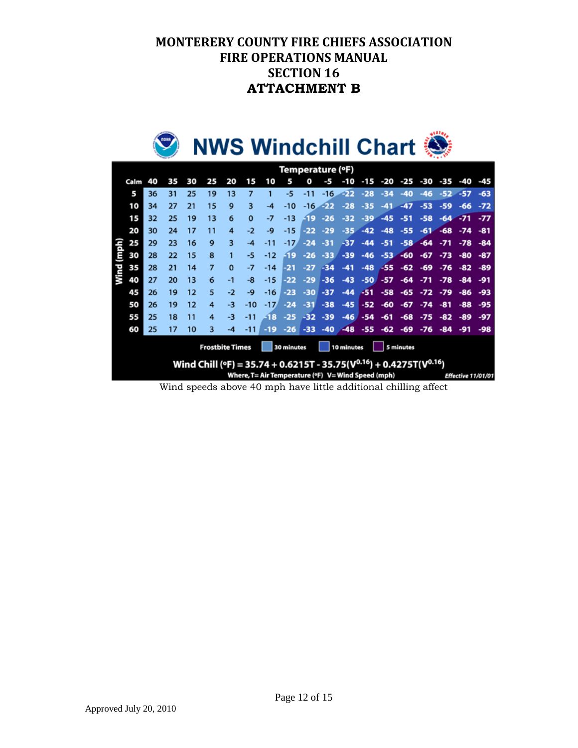# MONTERERY COUNTY FIRE CHIEFS ASSOCIATION
# FIRE OPERATIONS MANUAL
# SECTION 16
# ATTACHMENT B

## NWS Windchill Chart

| Wind (mph) | Temperature (°F) | | | | | | | | | | | | | | | | | |
|---|---|---|---|---|---|---|---|---|---|---|---|---|---|---|---|---|---|---|
| Calm | 40 | 35 | 30 | 25 | 20 | 15 | 10 | 5 | 0 | -5 | -10 | -15 | -20 | -25 | -30 | -35 | -40 | -45 |
| 5 | 36 | 31 | 25 | 19 | 13 | 7 | 1 | -5 | -11 | -16 | -22 | -28 | -34 | -40 | -46 | -52 | -57 | -63 |
| 10 | 34 | 27 | 21 | 15 | 9 | 3 | -4 | -10 | -16 | -22 | -28 | -35 | -41 | -47 | -53 | -59 | -66 | -72 |
| 15 | 32 | 25 | 19 | 13 | 6 | 0 | -7 | -13 | -19 | -26 | -32 | -39 | -45 | -51 | -58 | -64 | -71 | -77 |
| 20 | 30 | 24 | 17 | 11 | 4 | -2 | -9 | -15 | -22 | -29 | -35 | -42 | -48 | -55 | -61 | -68 | -74 | -81 |
| 25 | 29 | 23 | 16 | 9 | 3 | -4 | -11 | -17 | -24 | -31 | -37 | -44 | -51 | -58 | -64 | -71 | -78 | -84 |
| 30 | 28 | 22 | 15 | 8 | 1 | -5 | -12 | -19 | -26 | -33 | -39 | -46 | -53 | -60 | -67 | -73 | -80 | -87 |
| 35 | 28 | 21 | 14 | 7 | 0 | -7 | -14 | -21 | -27 | -34 | -41 | -48 | -55 | -62 | -69 | -76 | -82 | -89 |
| 40 | 27 | 20 | 13 | 6 | -1 | -8 | -15 | -22 | -29 | -36 | -43 | -50 | -57 | -64 | -71 | -78 | -84 | -91 |
| 45 | 26 | 19 | 12 | 5 | -2 | -9 | -16 | -23 | -30 | -37 | -44 | -51 | -58 | -65 | -72 | -79 | -86 | -93 |
| 50 | 26 | 19 | 12 | 4 | -3 | -10 | -17 | -24 | -31 | -38 | -45 | -52 | -60 | -67 | -74 | -81 | -88 | -95 |
| 55 | 25 | 18 | 11 | 4 | -3 | -11 | -18 | -25 | -32 | -39 | -46 | -54 | -61 | -68 | -75 | -82 | -89 | -97 |
| 60 | 25 | 17 | 10 | 3 | -4 | -11 | -19 | -26 | -33 | -40 | -48 | -55 | -62 | -69 | -76 | -84 | -91 | -98 |

Frostbite Times: 30 minutes | 10 minutes | 5 minutes

$$\text{Wind Chill } (^\circ F) = 35.74 + 0.6215T - 35.75(V^{0.16}) + 0.4275T(V^{0.16})$$

Where, T= Air Temperature (°F) V= Wind Speed (mph)

*Effective 11/01/01*

Wind speeds above 40 mph have little additional chilling affect

Approved July 20, 2010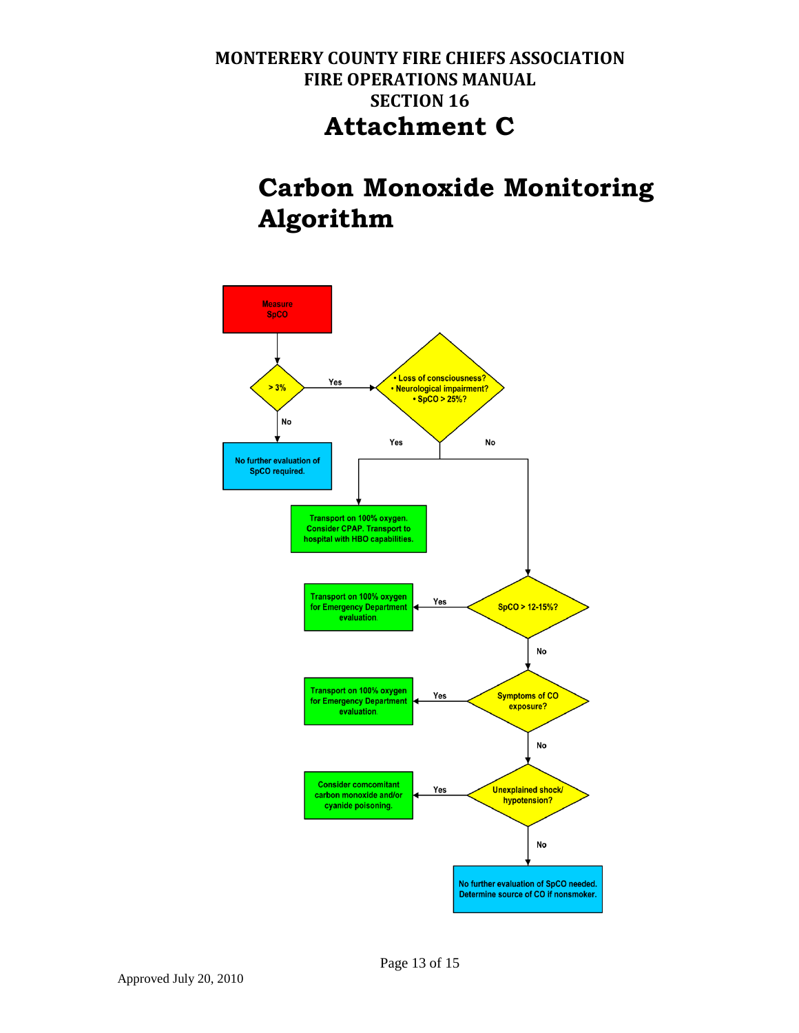# MONTERERY COUNTY FIRE CHIEFS ASSOCIATION
# FIRE OPERATIONS MANUAL
# SECTION 16
# Attachment C

# Carbon Monoxide Monitoring Algorithm

Measure SpCO

> 3%

- No → No further evaluation of SpCO required.
- Yes → • Loss of consciousness? • Neurological impairment? • SpCO > 25%?
  - Yes → Transport on 100% oxygen. Consider CPAP. Transport to hospital with HBO capabilities.
  - No → SpCO > 12-15%?
    - Yes → Transport on 100% oxygen for Emergency Department evaluation.
    - No → Symptoms of CO exposure?
      - Yes → Transport on 100% oxygen for Emergency Department evaluation.
      - No → Unexplained shock/ hypotension?
        - Yes → Consider comcomitant carbon monoxide and/or cyanide poisoning.
        - No → No further evaluation of SpCO needed. Determine source of CO if nonsmoker.

Approved July 20, 2010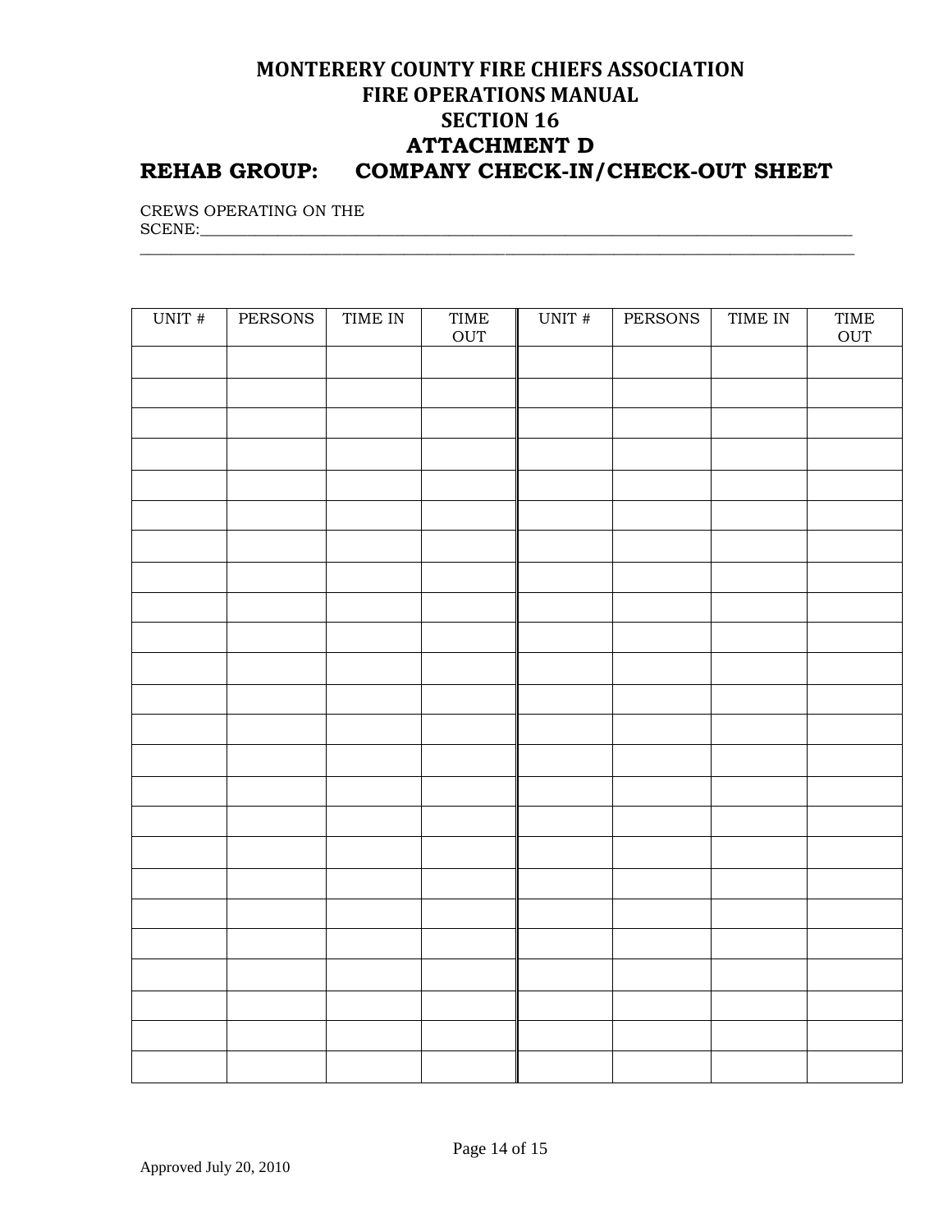# MONTERERY COUNTY FIRE CHIEFS ASSOCIATION
# FIRE OPERATIONS MANUAL
# SECTION 16
# ATTACHMENT D
## REHAB GROUP: COMPANY CHECK-IN/CHECK-OUT SHEET

CREWS OPERATING ON THE SCENE:________________________________________________________________________________________
________________________________________________________________________________________________________

| UNIT # | PERSONS | TIME IN | TIME OUT | UNIT # | PERSONS | TIME IN | TIME OUT |
|---|---|---|---|---|---|---|---|
| | | | | | | | |
| | | | | | | | |
| | | | | | | | |
| | | | | | | | |
| | | | | | | | |
| | | | | | | | |
| | | | | | | | |
| | | | | | | | |
| | | | | | | | |
| | | | | | | | |
| | | | | | | | |
| | | | | | | | |
| | | | | | | | |
| | | | | | | | |
| | | | | | | | |
| | | | | | | | |
| | | | | | | | |
| | | | | | | | |
| | | | | | | | |
| | | | | | | | |
| | | | | | | | |
| | | | | | | | |
| | | | | | | | |
| | | | | | | | |

Approved July 20, 2010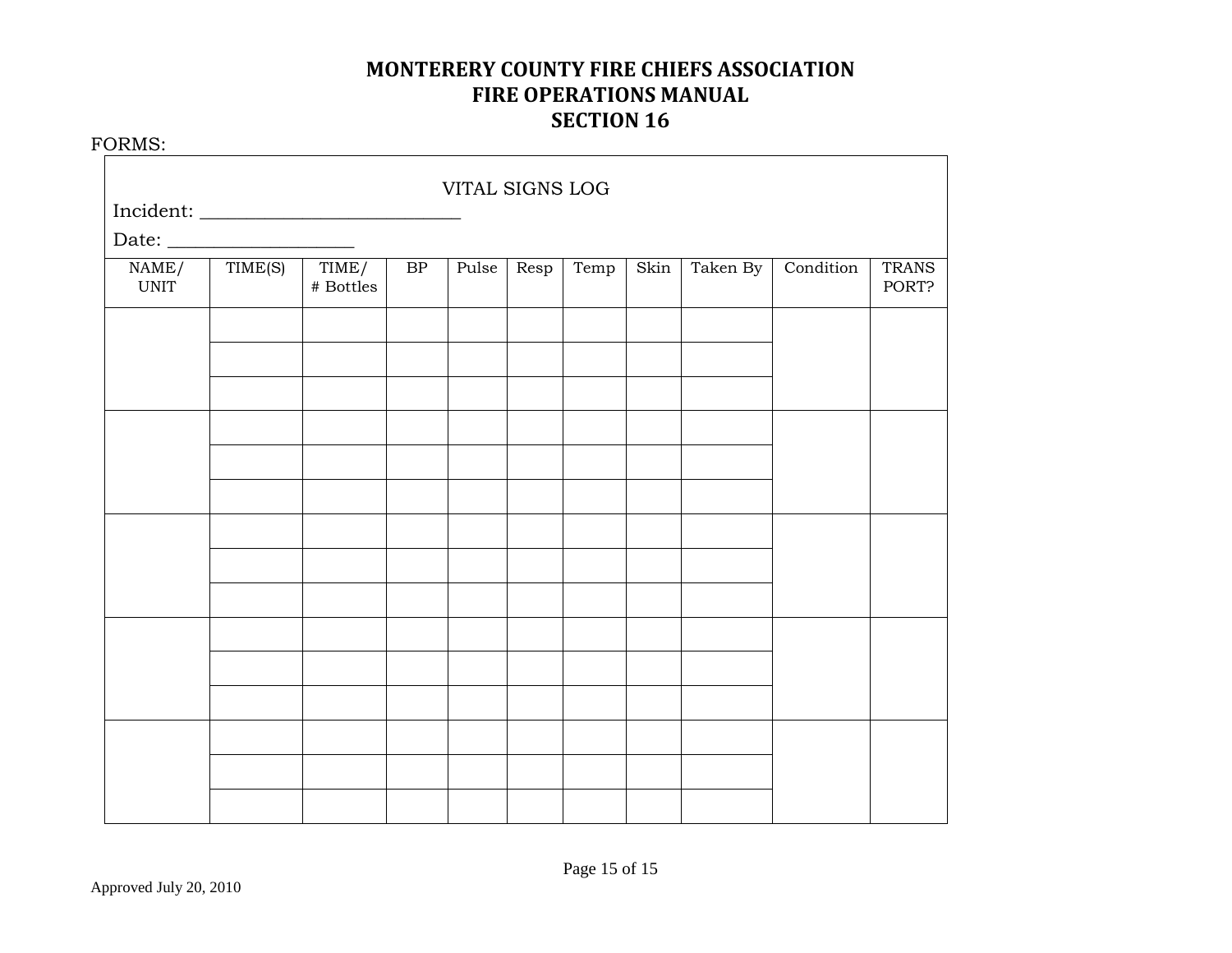# MONTERERY COUNTY FIRE CHIEFS ASSOCIATION
# FIRE OPERATIONS MANUAL
# SECTION 16

FORMS:

VITAL SIGNS LOG

Incident: ___________________________

Date: ____________________

| NAME/ UNIT | TIME(S) | TIME/ # Bottles | BP | Pulse | Resp | Temp | Skin | Taken By | Condition | TRANS PORT? |
|---|---|---|---|---|---|---|---|---|---|---|
| | | | | | | | | | | |
| | | | | | | | | | | |
| | | | | | | | | | | |
| | | | | | | | | | | |
| | | | | | | | | | | |
| | | | | | | | | | | |
| | | | | | | | | | | |
| | | | | | | | | | | |
| | | | | | | | | | | |
| | | | | | | | | | | |
| | | | | | | | | | | |
| | | | | | | | | | | |
| | | | | | | | | | | |
| | | | | | | | | | | |
| | | | | | | | | | | |

Approved July 20, 2010